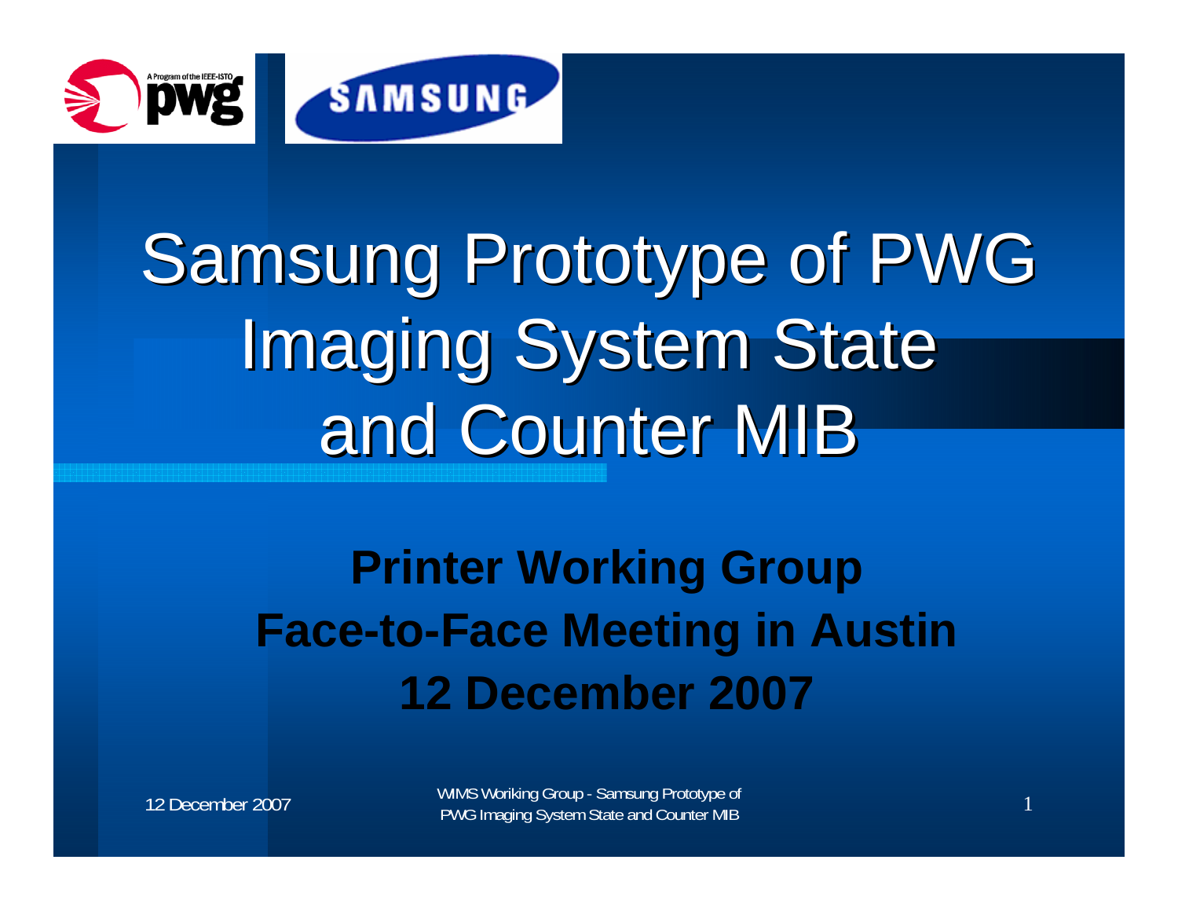# Samsung Prototype of PWG Imaging System State and Counter MIB

**Printer Working Group**
**Face-to-Face Meeting in Austin**
**12 December 2007**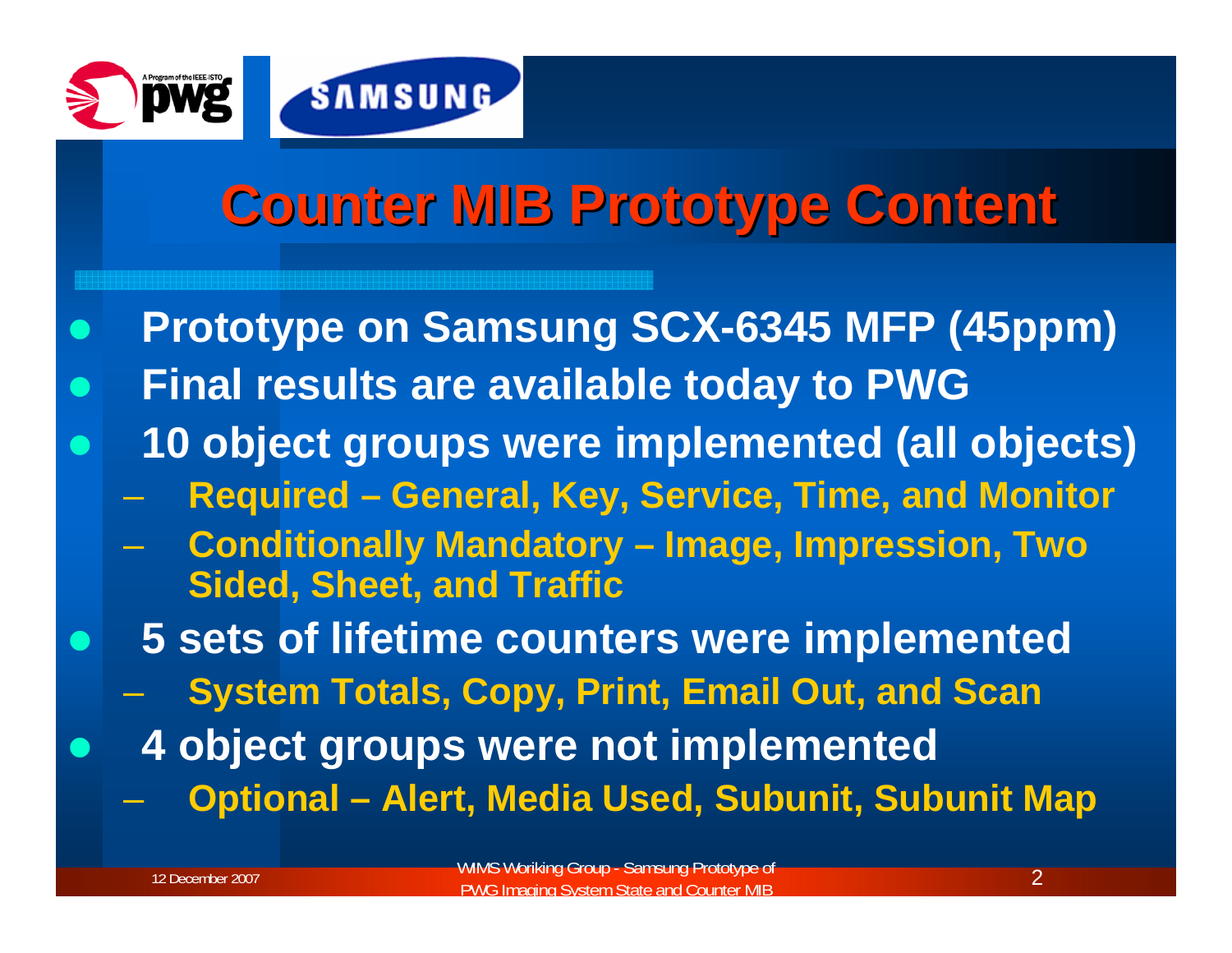# Counter MIB Prototype Content

- **Prototype on Samsung SCX-6345 MFP (45ppm)**
- **Final results are available today to PWG**
- **10 object groups were implemented (all objects)**
  - **Required – General, Key, Service, Time, and Monitor**
  - **Conditionally Mandatory – Image, Impression, Two Sided, Sheet, and Traffic**
- **5 sets of lifetime counters were implemented**
  - **System Totals, Copy, Print, Email Out, and Scan**
- **4 object groups were not implemented**
  - **Optional – Alert, Media Used, Subunit, Subunit Map**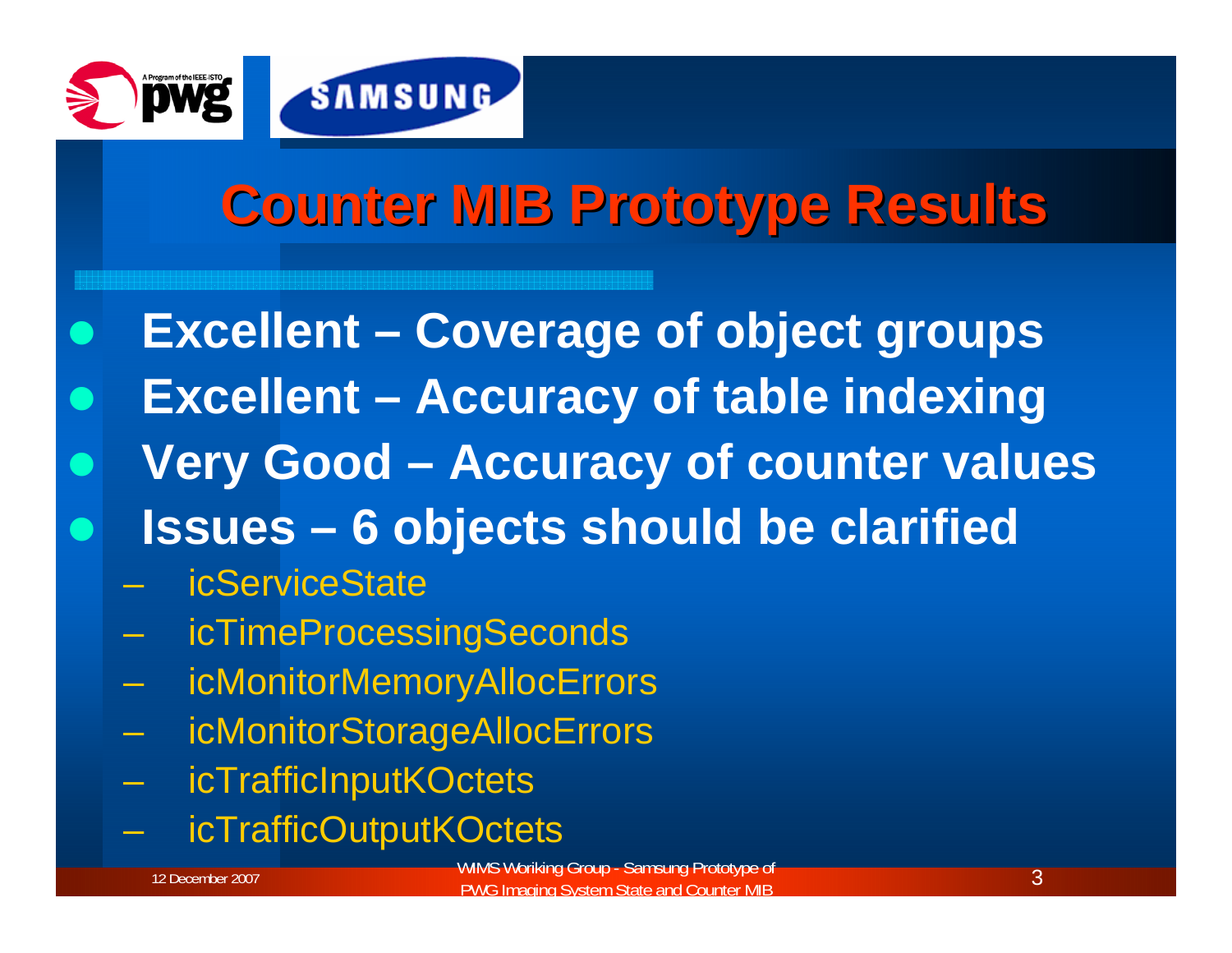# Counter MIB Prototype Results

- **Excellent – Coverage of object groups**
- **Excellent – Accuracy of table indexing**
- **Very Good – Accuracy of counter values**
- **Issues – 6 objects should be clarified**
  - icServiceState
  - icTimeProcessingSeconds
  - icMonitorMemoryAllocErrors
  - icMonitorStorageAllocErrors
  - icTrafficInputKOctets
  - icTrafficOutputKOctets